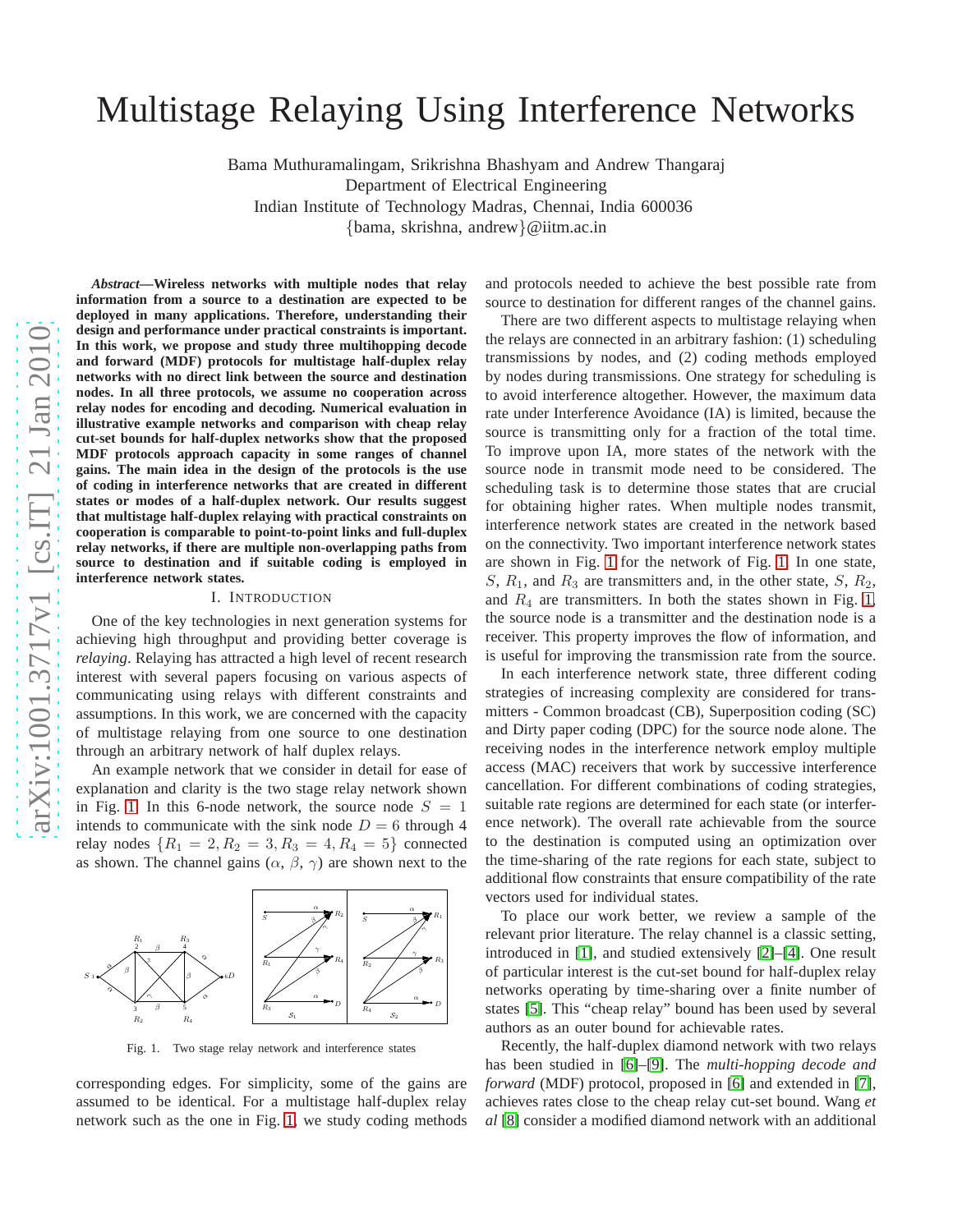# Multistage Relaying Using Interference Networks

Bama Muthuramalingam, Srikrishna Bhashyam and Andrew Thangaraj
Department of Electrical Engineering
Indian Institute of Technology Madras, Chennai, India 600036
{bama, skrishna, andrew}@iitm.ac.in

***Abstract*—Wireless networks with multiple nodes that relay information from a source to a destination are expected to be deployed in many applications. Therefore, understanding their design and performance under practical constraints is important. In this work, we propose and study three multihopping decode and forward (MDF) protocols for multistage half-duplex relay networks with no direct link between the source and destination nodes. In all three protocols, we assume no cooperation across relay nodes for encoding and decoding. Numerical evaluation in illustrative example networks and comparison with cheap relay cut-set bounds for half-duplex networks show that the proposed MDF protocols approach capacity in some ranges of channel gains. The main idea in the design of the protocols is the use of coding in interference networks that are created in different states or modes of a half-duplex network. Our results suggest that multistage half-duplex relaying with practical constraints on cooperation is comparable to point-to-point links and full-duplex relay networks, if there are multiple non-overlapping paths from source to destination and if suitable coding is employed in interference network states.**

## I. Introduction

One of the key technologies in next generation systems for achieving high throughput and providing better coverage is *relaying*. Relaying has attracted a high level of recent research interest with several papers focusing on various aspects of communicating using relays with different constraints and assumptions. In this work, we are concerned with the capacity of multistage relaying from one source to one destination through an arbitrary network of half duplex relays.

An example network that we consider in detail for ease of explanation and clarity is the two stage relay network shown in Fig. 1. In this 6-node network, the source node $S = 1$ intends to communicate with the sink node $D = 6$ through 4 relay nodes $\{R_1 = 2, R_2 = 3, R_3 = 4, R_4 = 5\}$ connected as shown. The channel gains ($\alpha$, $\beta$, $\gamma$) are shown next to the corresponding edges. For simplicity, some of the gains are assumed to be identical. For a multistage half-duplex relay network such as the one in Fig. 1, we study coding methods and protocols needed to achieve the best possible rate from source to destination for different ranges of the channel gains.

Fig. 1. Two stage relay network and interference states

There are two different aspects to multistage relaying when the relays are connected in an arbitrary fashion: (1) scheduling transmissions by nodes, and (2) coding methods employed by nodes during transmissions. One strategy for scheduling is to avoid interference altogether. However, the maximum data rate under Interference Avoidance (IA) is limited, because the source is transmitting only for a fraction of the total time. To improve upon IA, more states of the network with the source node in transmit mode need to be considered. The scheduling task is to determine those states that are crucial for obtaining higher rates. When multiple nodes transmit, interference network states are created in the network based on the connectivity. Two important interference network states are shown in Fig. 1 for the network of Fig. 1. In one state, $S$, $R_1$, and $R_3$ are transmitters and, in the other state, $S$, $R_2$, and $R_4$ are transmitters. In both the states shown in Fig. 1, the source node is a transmitter and the destination node is a receiver. This property improves the flow of information, and is useful for improving the transmission rate from the source.

In each interference network state, three different coding strategies of increasing complexity are considered for transmitters - Common broadcast (CB), Superposition coding (SC) and Dirty paper coding (DPC) for the source node alone. The receiving nodes in the interference network employ multiple access (MAC) receivers that work by successive interference cancellation. For different combinations of coding strategies, suitable rate regions are determined for each state (or interference network). The overall rate achievable from the source to the destination is computed using an optimization over the time-sharing of the rate regions for each state, subject to additional flow constraints that ensure compatibility of the rate vectors used for individual states.

To place our work better, we review a sample of the relevant prior literature. The relay channel is a classic setting, introduced in [1], and studied extensively [2]–[4]. One result of particular interest is the cut-set bound for half-duplex relay networks operating by time-sharing over a finite number of states [5]. This "cheap relay" bound has been used by several authors as an outer bound for achievable rates.

Recently, the half-duplex diamond network with two relays has been studied in [6]–[9]. The *multi-hopping decode and forward* (MDF) protocol, proposed in [6] and extended in [7], achieves rates close to the cheap relay cut-set bound. Wang *et al* [8] consider a modified diamond network with an additional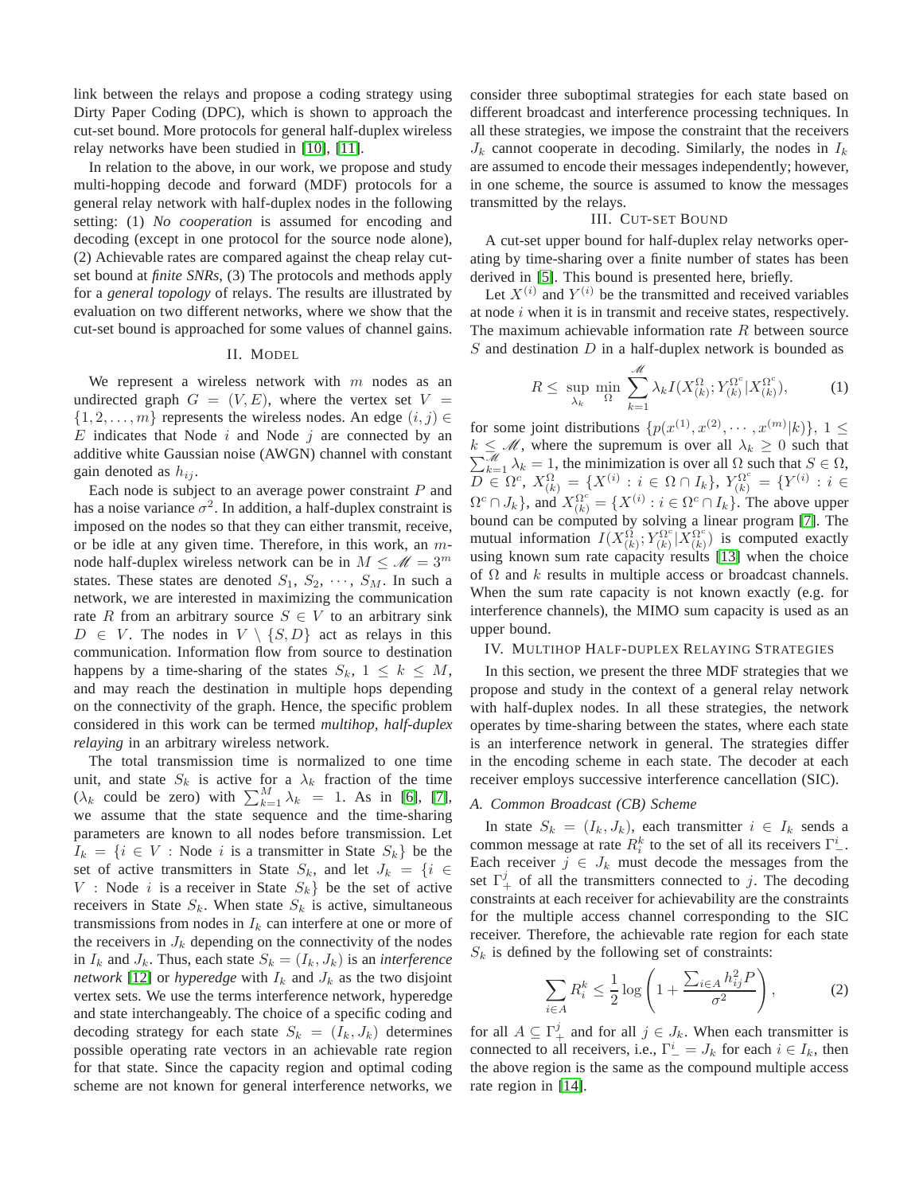link between the relays and propose a coding strategy using Dirty Paper Coding (DPC), which is shown to approach the cut-set bound. More protocols for general half-duplex wireless relay networks have been studied in [10], [11].

In relation to the above, in our work, we propose and study multi-hopping decode and forward (MDF) protocols for a general relay network with half-duplex nodes in the following setting: (1) *No cooperation* is assumed for encoding and decoding (except in one protocol for the source node alone), (2) Achievable rates are compared against the cheap relay cut-set bound at *finite SNRs*, (3) The protocols and methods apply for a *general topology* of relays. The results are illustrated by evaluation on two different networks, where we show that the cut-set bound is approached for some values of channel gains.

## II. Model

We represent a wireless network with $m$ nodes as an undirected graph $G = (V, E)$, where the vertex set $V = \{1, 2, \ldots, m\}$ represents the wireless nodes. An edge $(i, j) \in E$ indicates that Node $i$ and Node $j$ are connected by an additive white Gaussian noise (AWGN) channel with constant gain denoted as $h_{ij}$.

Each node is subject to an average power constraint $P$ and has a noise variance $\sigma^2$. In addition, a half-duplex constraint is imposed on the nodes so that they can either transmit, receive, or be idle at any given time. Therefore, in this work, an $m$-node half-duplex wireless network can be in $M \leq \mathscr{M} = 3^m$ states. These states are denoted $S_1, S_2, \cdots, S_M$. In such a network, we are interested in maximizing the communication rate $R$ from an arbitrary source $S \in V$ to an arbitrary sink $D \in V$. The nodes in $V \setminus \{S, D\}$ act as relays in this communication. Information flow from source to destination happens by a time-sharing of the states $S_k$, $1 \leq k \leq M$, and may reach the destination in multiple hops depending on the connectivity of the graph. Hence, the specific problem considered in this work can be termed *multihop, half-duplex relaying* in an arbitrary wireless network.

The total transmission time is normalized to one time unit, and state $S_k$ is active for a $\lambda_k$ fraction of the time ($\lambda_k$ could be zero) with $\sum_{k=1}^{M} \lambda_k = 1$. As in [6], [7], we assume that the state sequence and the time-sharing parameters are known to all nodes before transmission. Let $I_k = \{i \in V : \text{Node } i \text{ is a transmitter in State } S_k\}$ be the set of active transmitters in State $S_k$, and let $J_k = \{i \in V : \text{Node } i \text{ is a receiver in State } S_k\}$ be the set of active receivers in State $S_k$. When state $S_k$ is active, simultaneous transmissions from nodes in $I_k$ can interfere at one or more of the receivers in $J_k$ depending on the connectivity of the nodes in $I_k$ and $J_k$. Thus, each state $S_k = (I_k, J_k)$ is an *interference network* [12] or *hyperedge* with $I_k$ and $J_k$ as the two disjoint vertex sets. We use the terms interference network, hyperedge and state interchangeably. The choice of a specific coding and decoding strategy for each state $S_k = (I_k, J_k)$ determines possible operating rate vectors in an achievable rate region for that state. Since the capacity region and optimal coding scheme are not known for general interference networks, we consider three suboptimal strategies for each state based on different broadcast and interference processing techniques. In all these strategies, we impose the constraint that the receivers $J_k$ cannot cooperate in decoding. Similarly, the nodes in $I_k$ are assumed to encode their messages independently; however, in one scheme, the source is assumed to know the messages transmitted by the relays.

## III. Cut-set Bound

A cut-set upper bound for half-duplex relay networks operating by time-sharing over a finite number of states has been derived in [5]. This bound is presented here, briefly.

Let $X^{(i)}$ and $Y^{(i)}$ be the transmitted and received variables at node $i$ when it is in transmit and receive states, respectively. The maximum achievable information rate $R$ between source $S$ and destination $D$ in a half-duplex network is bounded as

$$R \leq \sup_{\lambda_k} \min_{\Omega} \sum_{k=1}^{\mathscr{M}} \lambda_k I(X_{(k)}^{\Omega}; Y_{(k)}^{\Omega^c} | X_{(k)}^{\Omega^c}), \tag{1}$$

for some joint distributions $\{p(x^{(1)}, x^{(2)}, \cdots, x^{(m)}|k)\}$, $1 \leq k \leq \mathscr{M}$, where the supremum is over all $\lambda_k \geq 0$ such that $\sum_{k=1}^{\mathscr{M}} \lambda_k = 1$, the minimization is over all $\Omega$ such that $S \in \Omega$, $D \in \Omega^c$, $X_{(k)}^{\Omega} = \{X^{(i)} : i \in \Omega \cap I_k\}$, $Y_{(k)}^{\Omega^c} = \{Y^{(i)} : i \in \Omega^c \cap J_k\}$, and $X_{(k)}^{\Omega^c} = \{X^{(i)} : i \in \Omega^c \cap I_k\}$. The above upper bound can be computed by solving a linear program [7]. The mutual information $I(X_{(k)}^{\Omega}; Y_{(k)}^{\Omega^c} | X_{(k)}^{\Omega^c})$ is computed exactly using known sum rate capacity results [13] when the choice of $\Omega$ and $k$ results in multiple access or broadcast channels. When the sum rate capacity is not known exactly (e.g. for interference channels), the MIMO sum capacity is used as an upper bound.

## IV. Multihop Half-duplex Relaying Strategies

In this section, we present the three MDF strategies that we propose and study in the context of a general relay network with half-duplex nodes. In all these strategies, the network operates by time-sharing between the states, where each state is an interference network in general. The strategies differ in the encoding scheme in each state. The decoder at each receiver employs successive interference cancellation (SIC).

### A. Common Broadcast (CB) Scheme

In state $S_k = (I_k, J_k)$, each transmitter $i \in I_k$ sends a common message at rate $R_i^k$ to the set of all its receivers $\Gamma_-^i$. Each receiver $j \in J_k$ must decode the messages from the set $\Gamma_+^j$ of all the transmitters connected to $j$. The decoding constraints at each receiver for achievability are the constraints for the multiple access channel corresponding to the SIC receiver. Therefore, the achievable rate region for each state $S_k$ is defined by the following set of constraints:

$$\sum_{i \in A} R_i^k \leq \frac{1}{2} \log \left( 1 + \frac{\sum_{i \in A} h_{ij}^2 P}{\sigma^2} \right), \tag{2}$$

for all $A \subseteq \Gamma_+^j$ and for all $j \in J_k$. When each transmitter is connected to all receivers, i.e., $\Gamma_-^i = J_k$ for each $i \in I_k$, then the above region is the same as the compound multiple access rate region in [14].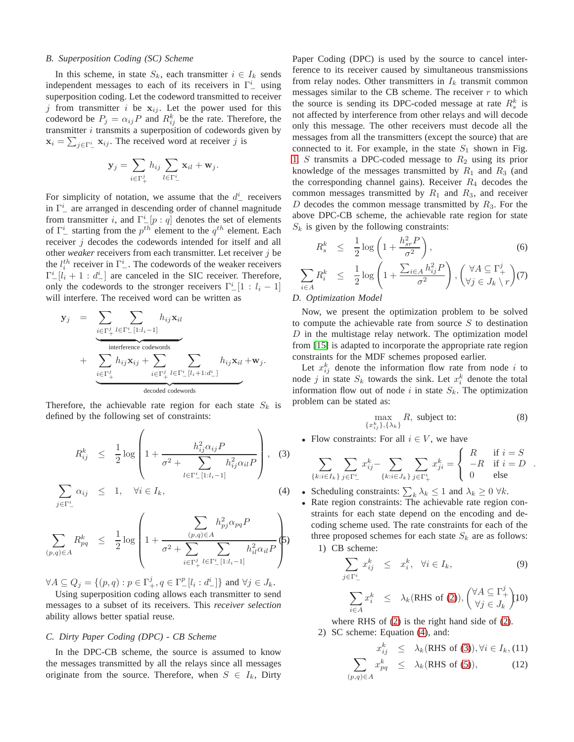### B. Superposition Coding (SC) Scheme

In this scheme, in state $S_k$, each transmitter $i \in I_k$ sends independent messages to each of its receivers in $\Gamma_-^i$ using superposition coding. Let the codeword transmitted to receiver $j$ from transmitter $i$ be $\mathbf{x}_{ij}$. Let the power used for this codeword be $P_j = \alpha_{ij} P$ and $R_{ij}^k$ be the rate. Therefore, the transmitter $i$ transmits a superposition of codewords given by $\mathbf{x}_i = \sum_{j \in \Gamma_-^i} \mathbf{x}_{ij}$. The received word at receiver $j$ is

$$\mathbf{y}_j = \sum_{i \in \Gamma_+^j} h_{ij} \sum_{l \in \Gamma_-^i} \mathbf{x}_{il} + \mathbf{w}_j.$$

For simplicity of notation, we assume that the $d_-^i$ receivers in $\Gamma_-^i$ are arranged in descending order of channel magnitude from transmitter $i$, and $\Gamma_-^i[p:q]$ denotes the set of elements of $\Gamma_-^i$ starting from the $p^{th}$ element to the $q^{th}$ element. Each receiver $j$ decodes the codewords intended for itself and all other *weaker* receivers from each transmitter. Let receiver $j$ be the $l_i^{th}$ receiver in $\Gamma_-^i$. The codewords of the weaker receivers $\Gamma_-^i[l_i+1:d_-^i]$ are canceled in the SIC receiver. Therefore, only the codewords to the stronger receivers $\Gamma_-^i[1:l_i-1]$ will interfere. The received word can be written as

$$\mathbf{y}_j = \underbrace{\sum_{i \in \Gamma_+^j} \sum_{l \in \Gamma_-^i[1:l_i-1]} h_{ij} \mathbf{x}_{il}}_{\text{interference codewords}} + \underbrace{\sum_{i \in \Gamma_+^j} h_{ij} \mathbf{x}_{ij} + \sum_{i \in \Gamma_+^j} \sum_{l \in \Gamma_-^i[l_i+1:d_-^i]} h_{ij} \mathbf{x}_{il}}_{\text{decoded codewords}} + \mathbf{w}_j.$$

Therefore, the achievable rate region for each state $S_k$ is defined by the following set of constraints:

$$R_{ij}^k \leq \frac{1}{2} \log \left( 1 + \frac{h_{ij}^2 \alpha_{ij} P}{\sigma^2 + \sum_{l \in \Gamma_-^i[1:l_i-1]} h_{ij}^2 \alpha_{il} P} \right), \quad (3)$$

$$\sum_{j \in \Gamma_-^i} \alpha_{ij} \leq 1, \quad \forall i \in I_k, \quad (4)$$

$$\sum_{(p,q) \in A} R_{pq}^k \leq \frac{1}{2} \log \left( 1 + \frac{\sum_{(p,q) \in A} h_{pj}^2 \alpha_{pq} P}{\sigma^2 + \sum_{i \in \Gamma_+^j} \sum_{l \in \Gamma_-^i[1:l_i-1]} h_{il}^2 \alpha_{il} P} \right) \quad (5)$$

$\forall A \subseteq Q_j = \{(p,q) : p \in \Gamma_+^j, q \in \Gamma_-^p[l_i : d_-^i]\}$ and $\forall j \in J_k$.

Using superposition coding allows each transmitter to send messages to a subset of its receivers. This *receiver selection* ability allows better spatial reuse.

### C. Dirty Paper Coding (DPC) - CB Scheme

In the DPC-CB scheme, the source is assumed to know the messages transmitted by all the relays since all messages originate from the source. Therefore, when $S \in I_k$, Dirty Paper Coding (DPC) is used by the source to cancel interference to its receiver caused by simultaneous transmissions from relay nodes. Other transmitters in $I_k$ transmit common messages similar to the CB scheme. The receiver $r$ to which the source is sending its DPC-coded message at rate $R_s^k$ is not affected by interference from other relays and will decode only this message. The other receivers must decode all the messages from all the transmitters (except the source) that are connected to it. For example, in the state $S_1$ shown in Fig. 1, $S$ transmits a DPC-coded message to $R_2$ using its prior knowledge of the messages transmitted by $R_1$ and $R_3$ (and the corresponding channel gains). Receiver $R_4$ decodes the common messages transmitted by $R_1$ and $R_3$, and receiver $D$ decodes the common message transmitted by $R_3$. For the above DPC-CB scheme, the achievable rate region for state $S_k$ is given by the following constraints:

$$R_s^k \leq \frac{1}{2} \log \left( 1 + \frac{h_{sr}^2 P}{\sigma^2} \right), \quad (6)$$

$$\sum_{i \in A} R_i^k \leq \frac{1}{2} \log \left( 1 + \frac{\sum_{i \in A} h_{ij}^2 P}{\sigma^2} \right), \begin{pmatrix} \forall A \subseteq \Gamma_+^j \\ \forall j \in J_k \setminus r \end{pmatrix} \quad (7)$$

### D. Optimization Model

Now, we present the optimization problem to be solved to compute the achievable rate from source $S$ to destination $D$ in the multistage relay network. The optimization model from [15] is adapted to incorporate the appropriate rate region constraints for the MDF schemes proposed earlier.

Let $x_{ij}^k$ denote the information flow rate from node $i$ to node $j$ in state $S_k$ towards the sink. Let $x_i^k$ denote the total information flow out of node $i$ in state $S_k$. The optimization problem can be stated as:

$$\max_{\{x_{ij}^k\}, \{\lambda_k\}} R, \text{ subject to:} \quad (8)$$

- Flow constraints: For all $i \in V$, we have

$$\sum_{\{k: i \in I_k\}} \sum_{j \in \Gamma_-^i} x_{ij}^k - \sum_{\{k: i \in J_k\}} \sum_{j \in \Gamma_+^i} x_{ji}^k = \begin{cases} R & \text{if } i = S \\ -R & \text{if } i = D \\ 0 & \text{else} \end{cases}.$$

- Scheduling constraints: $\sum_k \lambda_k \leq 1$ and $\lambda_k \geq 0 \ \forall k$.
- Rate region constraints: The achievable rate region constraints for each state depend on the encoding and decoding scheme used. The rate constraints for each of the three proposed schemes for each state $S_k$ are as follows:
  1) CB scheme:

  $$\sum_{j \in \Gamma_-^i} x_{ij}^k \leq x_i^k, \quad \forall i \in I_k, \quad (9)$$

  $$\sum_{i \in A} x_i^k \leq \lambda_k (\text{RHS of (2)}), \begin{pmatrix} \forall A \subseteq \Gamma_+^j \\ \forall j \in J_k \end{pmatrix} \quad (10)$$

  where RHS of (2) is the right hand side of (2).
  2) SC scheme: Equation (4), and:

  $$x_{ij}^k \leq \lambda_k (\text{RHS of (3)}), \forall i \in I_k, \quad (11)$$

  $$\sum_{(p,q) \in A} x_{pq}^k \leq \lambda_k (\text{RHS of (5)}), \quad (12)$$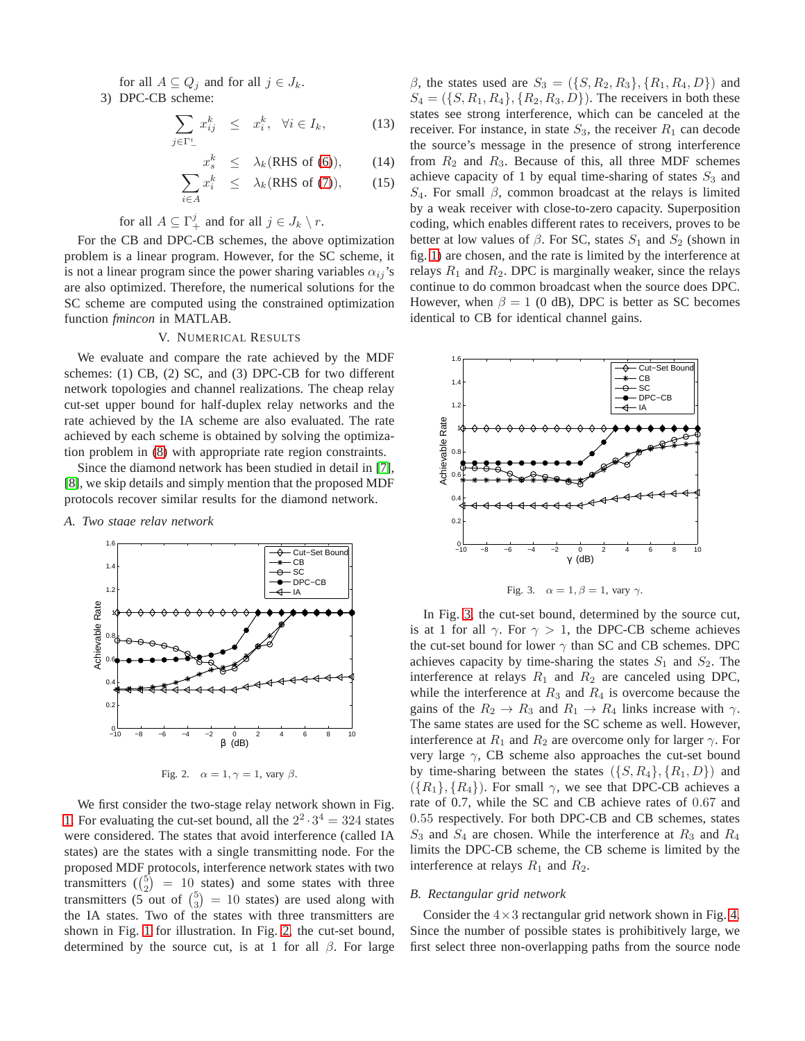for all $A \subseteq Q_j$ and for all $j \in J_k$.

3) DPC-CB scheme:

$$\sum_{j \in \Gamma_-^i} x_{ij}^k \leq x_i^k, \quad \forall i \in I_k, \tag{13}$$

$$x_s^k \leq \lambda_k (\text{RHS of (6)}), \tag{14}$$

$$\sum_{i \in A} x_i^k \leq \lambda_k (\text{RHS of (7)}), \tag{15}$$

for all $A \subseteq \Gamma_+^j$ and for all $j \in J_k \setminus r$.

For the CB and DPC-CB schemes, the above optimization problem is a linear program. However, for the SC scheme, it is not a linear program since the power sharing variables $\alpha_{ij}$'s are also optimized. Therefore, the numerical solutions for the SC scheme are computed using the constrained optimization function *fmincon* in MATLAB.

## V. Numerical Results

We evaluate and compare the rate achieved by the MDF schemes: (1) CB, (2) SC, and (3) DPC-CB for two different network topologies and channel realizations. The cheap relay cut-set upper bound for half-duplex relay networks and the rate achieved by the IA scheme are also evaluated. The rate achieved by each scheme is obtained by solving the optimization problem in (8) with appropriate rate region constraints.

Since the diamond network has been studied in detail in [7], [8], we skip details and simply mention that the proposed MDF protocols recover similar results for the diamond network.

### A. Two stage relay network

Fig. 2. $\alpha = 1, \gamma = 1$, vary $\beta$.

We first consider the two-stage relay network shown in Fig. 1. For evaluating the cut-set bound, all the $2^2 \cdot 3^4 = 324$ states were considered. The states that avoid interference (called IA states) are the states with a single transmitting node. For the proposed MDF protocols, interference network states with two transmitters ($\binom{5}{2} = 10$ states) and some states with three transmitters (5 out of $\binom{5}{3} = 10$ states) are used along with the IA states. Two of the states with three transmitters are shown in Fig. 1 for illustration. In Fig. 2, the cut-set bound, determined by the source cut, is at 1 for all $\beta$. For large $\beta$, the states used are $S_3 = (\{S, R_2, R_3\}, \{R_1, R_4, D\})$ and $S_4 = (\{S, R_1, R_4\}, \{R_2, R_3, D\})$. The receivers in both these states see strong interference, which can be canceled at the receiver. For instance, in state $S_3$, the receiver $R_1$ can decode the source's message in the presence of strong interference from $R_2$ and $R_3$. Because of this, all three MDF schemes achieve capacity of 1 by equal time-sharing of states $S_3$ and $S_4$. For small $\beta$, common broadcast at the relays is limited by a weak receiver with close-to-zero capacity. Superposition coding, which enables different rates to receivers, proves to be better at low values of $\beta$. For SC, states $S_1$ and $S_2$ (shown in fig. 1) are chosen, and the rate is limited by the interference at relays $R_1$ and $R_2$. DPC is marginally weaker, since the relays continue to do common broadcast when the source does DPC. However, when $\beta = 1$ (0 dB), DPC is better as SC becomes identical to CB for identical channel gains.

Fig. 3. $\alpha = 1, \beta = 1$, vary $\gamma$.

In Fig. 3, the cut-set bound, determined by the source cut, is at 1 for all $\gamma$. For $\gamma > 1$, the DPC-CB scheme achieves the cut-set bound for lower $\gamma$ than SC and CB schemes. DPC achieves capacity by time-sharing the states $S_1$ and $S_2$. The interference at relays $R_1$ and $R_2$ are canceled using DPC, while the interference at $R_3$ and $R_4$ is overcome because the gains of the $R_2 \to R_3$ and $R_1 \to R_4$ links increase with $\gamma$. The same states are used for the SC scheme as well. However, interference at $R_1$ and $R_2$ are overcome only for larger $\gamma$. For very large $\gamma$, CB scheme also approaches the cut-set bound by time-sharing between the states $(\{S, R_4\}, \{R_1, D\})$ and $(\{R_1\}, \{R_4\})$. For small $\gamma$, we see that DPC-CB achieves a rate of 0.7, while the SC and CB achieve rates of 0.67 and 0.55 respectively. For both DPC-CB and CB schemes, states $S_3$ and $S_4$ are chosen. While the interference at $R_3$ and $R_4$ limits the DPC-CB scheme, the CB scheme is limited by the interference at relays $R_1$ and $R_2$.

### B. Rectangular grid network

Consider the $4 \times 3$ rectangular grid network shown in Fig. 4. Since the number of possible states is prohibitively large, we first select three non-overlapping paths from the source node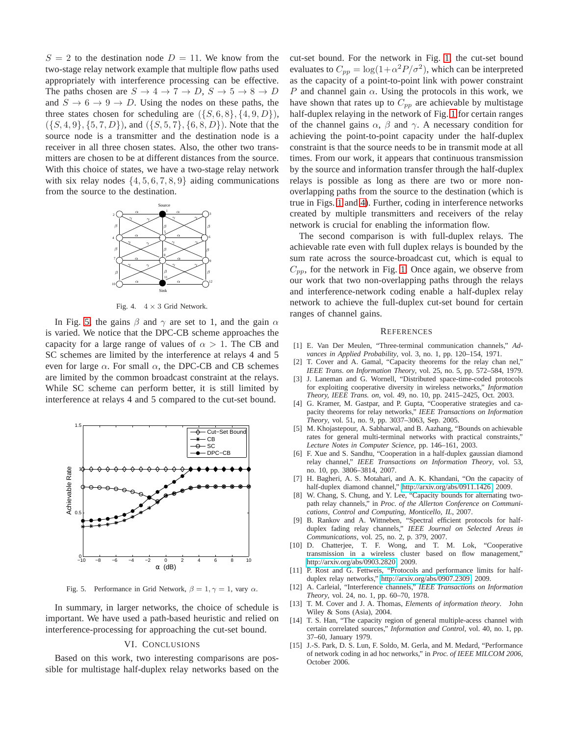$S = 2$ to the destination node $D = 11$. We know from the two-stage relay network example that multiple flow paths used appropriately with interference processing can be effective. The paths chosen are $S \to 4 \to 7 \to D$, $S \to 5 \to 8 \to D$ and $S \to 6 \to 9 \to D$. Using the nodes on these paths, the three states chosen for scheduling are $(\{S, 6, 8\}, \{4, 9, D\})$, $(\{S, 4, 9\}, \{5, 7, D\})$, and $(\{S, 5, 7\}, \{6, 8, D\})$. Note that the source node is a transmitter and the destination node is a receiver in all three chosen states. Also, the other two transmitters are chosen to be at different distances from the source. With this choice of states, we have a two-stage relay network with six relay nodes $\{4, 5, 6, 7, 8, 9\}$ aiding communications from the source to the destination.

Source
Sink
α
β
γ
1 2 3 4 5 6 7 8 9 10 11 12

Fig. 4. $4 \times 3$ Grid Network.

In Fig. 5, the gains $\beta$ and $\gamma$ are set to 1, and the gain $\alpha$ is varied. We notice that the DPC-CB scheme approaches the capacity for a large range of values of $\alpha > 1$. The CB and SC schemes are limited by the interference at relays 4 and 5 even for large $\alpha$. For small $\alpha$, the DPC-CB and CB schemes are limited by the common broadcast constraint at the relays. While SC scheme can perform better, it is still limited by interference at relays 4 and 5 compared to the cut-set bound.

Achievable Rate
α (dB)
Cut−Set Bound
CB
SC
DPC−CB
0
0.5
1
1.5
−10
−8
−6
−4
−2
0
2
4
6
8
10

Fig. 5. Performance in Grid Network, $\beta = 1, \gamma = 1$, vary $\alpha$.

In summary, in larger networks, the choice of schedule is important. We have used a path-based heuristic and relied on interference-processing for approaching the cut-set bound.

## VI. Conclusions

Based on this work, two interesting comparisons are possible for multistage half-duplex relay networks based on the cut-set bound. For the network in Fig. 1, the cut-set bound evaluates to $C_{pp} = \log(1+\alpha^2 P/\sigma^2)$, which can be interpreted as the capacity of a point-to-point link with power constraint $P$ and channel gain $\alpha$. Using the protocols in this work, we have shown that rates up to $C_{pp}$ are achievable by multistage half-duplex relaying in the network of Fig. 1 for certain ranges of the channel gains $\alpha$, $\beta$ and $\gamma$. A necessary condition for achieving the point-to-point capacity under the half-duplex constraint is that the source needs to be in transmit mode at all times. From our work, it appears that continuous transmission by the source and information transfer through the half-duplex relays is possible as long as there are two or more non-overlapping paths from the source to the destination (which is true in Figs. 1 and 4). Further, coding in interference networks created by multiple transmitters and receivers of the relay network is crucial for enabling the information flow.

The second comparison is with full-duplex relays. The achievable rate even with full duplex relays is bounded by the sum rate across the source-broadcast cut, which is equal to $C_{pp}$, for the network in Fig. 1. Once again, we observe from our work that two non-overlapping paths through the relays and interference-network coding enable a half-duplex relay network to achieve the full-duplex cut-set bound for certain ranges of channel gains.

## References

[1] E. Van Der Meulen, "Three-terminal communication channels," *Advances in Applied Probability*, vol. 3, no. 1, pp. 120–154, 1971.

[2] T. Cover and A. Gamal, "Capacity theorems for the relay chan nel," *IEEE Trans. on Information Theory*, vol. 25, no. 5, pp. 572–584, 1979.

[3] J. Laneman and G. Wornell, "Distributed space-time-coded protocols for exploiting cooperative diversity in wireless networks," *Information Theory, IEEE Trans. on*, vol. 49, no. 10, pp. 2415–2425, Oct. 2003.

[4] G. Kramer, M. Gastpar, and P. Gupta, "Cooperative strategies and capacity theorems for relay networks," *IEEE Transactions on Information Theory*, vol. 51, no. 9, pp. 3037–3063, Sep. 2005.

[5] M. Khojastepour, A. Sabharwal, and B. Aazhang, "Bounds on achievable rates for general multi-terminal networks with practical constraints," *Lecture Notes in Computer Science*, pp. 146–161, 2003.

[6] F. Xue and S. Sandhu, "Cooperation in a half-duplex gaussian diamond relay channel," *IEEE Transactions on Information Theory*, vol. 53, no. 10, pp. 3806–3814, 2007.

[7] H. Bagheri, A. S. Motahari, and A. K. Khandani, "On the capacity of half-duplex diamond channel," http://arxiv.org/abs/0911.1426, 2009.

[8] W. Chang, S. Chung, and Y. Lee, "Capacity bounds for alternating two-path relay channels," in *Proc. of the Allerton Conference on Communications, Control and Computing, Monticello, IL*, 2007.

[9] B. Rankov and A. Wittneben, "Spectral efficient protocols for half-duplex fading relay channels," *IEEE Journal on Selected Areas in Communications*, vol. 25, no. 2, p. 379, 2007.

[10] D. Chatterjee, T. F. Wong, and T. M. Lok, "Cooperative transmission in a wireless cluster based on flow management," http://arxiv.org/abs/0903.2820, 2009.

[11] P. Rost and G. Fettweis, "Protocols and performance limits for half-duplex relay networks," http://arxiv.org/abs/0907.2309, 2009.

[12] A. Carleial, "Interference channels," *IEEE Transactions on Information Theory*, vol. 24, no. 1, pp. 60–70, 1978.

[13] T. M. Cover and J. A. Thomas, *Elements of information theory*. John Wiley & Sons (Asia), 2004.

[14] T. S. Han, "The capacity region of general multiple-acess channel with certain correlated sources," *Information and Control*, vol. 40, no. 1, pp. 37–60, January 1979.

[15] J.-S. Park, D. S. Lun, F. Soldo, M. Gerla, and M. Medard, "Performance of network coding in ad hoc networks," in *Proc. of IEEE MILCOM 2006*, October 2006.